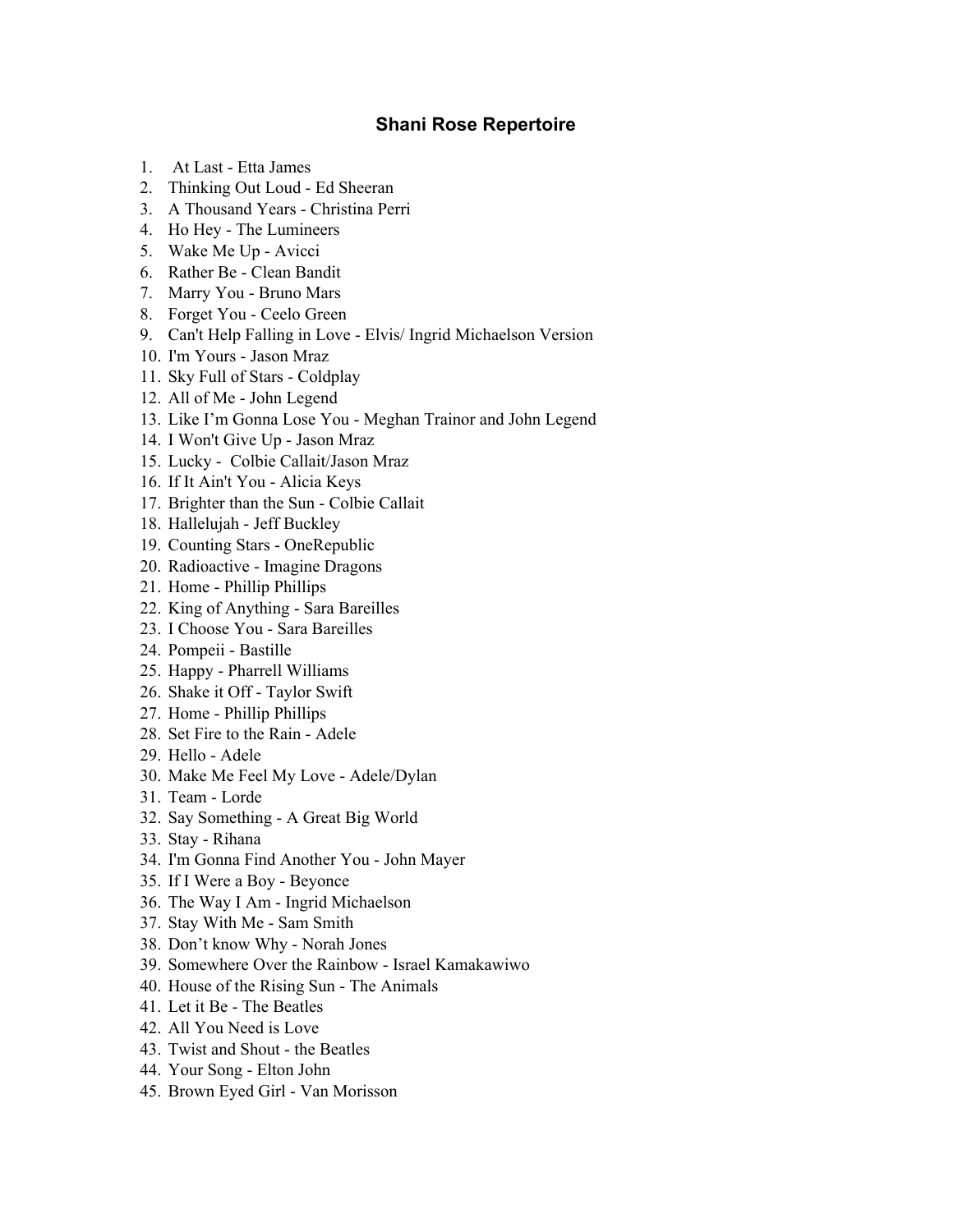# Shani Rose Repertoire

1. At Last - Etta James
2. Thinking Out Loud - Ed Sheeran
3. A Thousand Years - Christina Perri
4. Ho Hey - The Lumineers
5. Wake Me Up - Avicci
6. Rather Be - Clean Bandit
7. Marry You - Bruno Mars
8. Forget You - Ceelo Green
9. Can't Help Falling in Love - Elvis/ Ingrid Michaelson Version
10. I'm Yours - Jason Mraz
11. Sky Full of Stars - Coldplay
12. All of Me - John Legend
13. Like I'm Gonna Lose You - Meghan Trainor and John Legend
14. I Won't Give Up - Jason Mraz
15. Lucky - Colbie Callait/Jason Mraz
16. If It Ain't You - Alicia Keys
17. Brighter than the Sun - Colbie Callait
18. Hallelujah - Jeff Buckley
19. Counting Stars - OneRepublic
20. Radioactive - Imagine Dragons
21. Home - Phillip Phillips
22. King of Anything - Sara Bareilles
23. I Choose You - Sara Bareilles
24. Pompeii - Bastille
25. Happy - Pharrell Williams
26. Shake it Off - Taylor Swift
27. Home - Phillip Phillips
28. Set Fire to the Rain - Adele
29. Hello - Adele
30. Make Me Feel My Love - Adele/Dylan
31. Team - Lorde
32. Say Something - A Great Big World
33. Stay - Rihana
34. I'm Gonna Find Another You - John Mayer
35. If I Were a Boy - Beyonce
36. The Way I Am - Ingrid Michaelson
37. Stay With Me - Sam Smith
38. Don't know Why - Norah Jones
39. Somewhere Over the Rainbow - Israel Kamakawiwo
40. House of the Rising Sun - The Animals
41. Let it Be - The Beatles
42. All You Need is Love
43. Twist and Shout - the Beatles
44. Your Song - Elton John
45. Brown Eyed Girl - Van Morisson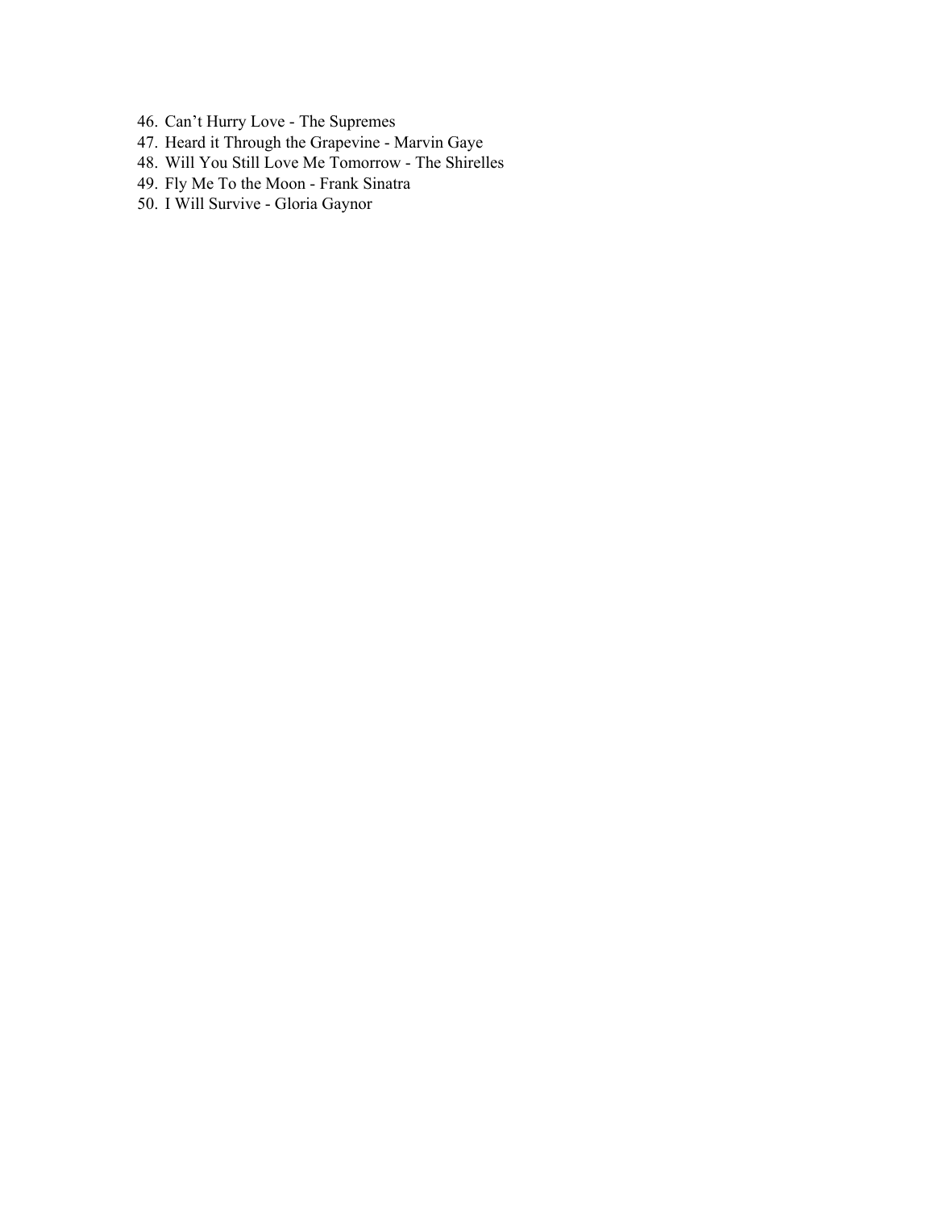46. Can’t Hurry Love - The Supremes
47. Heard it Through the Grapevine - Marvin Gaye
48. Will You Still Love Me Tomorrow - The Shirelles
49. Fly Me To the Moon - Frank Sinatra
50. I Will Survive - Gloria Gaynor